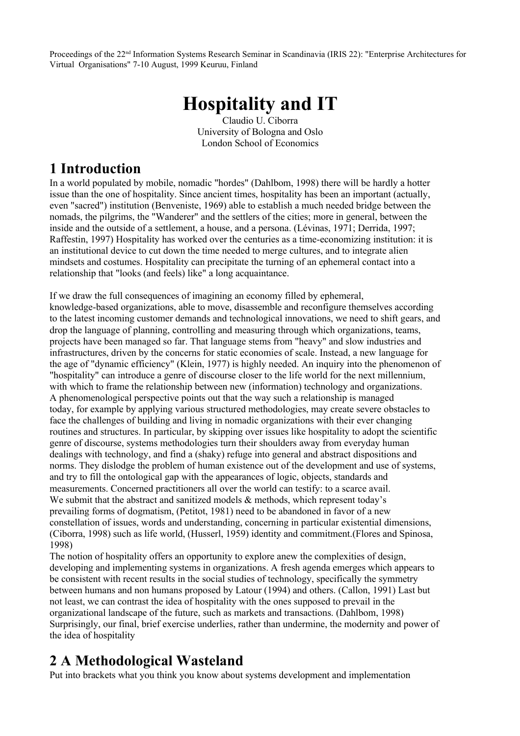Proceedings of the 22nd Information Systems Research Seminar in Scandinavia (IRIS 22): "Enterprise Architectures for Virtual Organisations" 7-10 August, 1999 Keuruu, Finland

# Hospitality and IT

Claudio U. Ciborra
University of Bologna and Oslo
London School of Economics

## 1 Introduction

In a world populated by mobile, nomadic "hordes" (Dahlbom, 1998) there will be hardly a hotter issue than the one of hospitality. Since ancient times, hospitality has been an important (actually, even "sacred") institution (Benveniste, 1969) able to establish a much needed bridge between the nomads, the pilgrims, the "Wanderer" and the settlers of the cities; more in general, between the inside and the outside of a settlement, a house, and a persona. (Lévinas, 1971; Derrida, 1997; Raffestin, 1997) Hospitality has worked over the centuries as a time-economizing institution: it is an institutional device to cut down the time needed to merge cultures, and to integrate alien mindsets and costumes. Hospitality can precipitate the turning of an ephemeral contact into a relationship that "looks (and feels) like" a long acquaintance.

If we draw the full consequences of imagining an economy filled by ephemeral, knowledge-based organizations, able to move, disassemble and reconfigure themselves according to the latest incoming customer demands and technological innovations, we need to shift gears, and drop the language of planning, controlling and measuring through which organizations, teams, projects have been managed so far. That language stems from "heavy" and slow industries and infrastructures, driven by the concerns for static economies of scale. Instead, a new language for the age of "dynamic efficiency" (Klein, 1977) is highly needed. An inquiry into the phenomenon of "hospitality" can introduce a genre of discourse closer to the life world for the next millennium, with which to frame the relationship between new (information) technology and organizations.
A phenomenological perspective points out that the way such a relationship is managed today, for example by applying various structured methodologies, may create severe obstacles to face the challenges of building and living in nomadic organizations with their ever changing routines and structures. In particular, by skipping over issues like hospitality to adopt the scientific genre of discourse, systems methodologies turn their shoulders away from everyday human dealings with technology, and find a (shaky) refuge into general and abstract dispositions and norms. They dislodge the problem of human existence out of the development and use of systems, and try to fill the ontological gap with the appearances of logic, objects, standards and measurements. Concerned practitioners all over the world can testify: to a scarce avail.
We submit that the abstract and sanitized models & methods, which represent today's prevailing forms of dogmatism, (Petitot, 1981) need to be abandoned in favor of a new constellation of issues, words and understanding, concerning in particular existential dimensions, (Ciborra, 1998) such as life world, (Husserl, 1959) identity and commitment.(Flores and Spinosa, 1998)
The notion of hospitality offers an opportunity to explore anew the complexities of design, developing and implementing systems in organizations. A fresh agenda emerges which appears to be consistent with recent results in the social studies of technology, specifically the symmetry between humans and non humans proposed by Latour (1994) and others. (Callon, 1991) Last but not least, we can contrast the idea of hospitality with the ones supposed to prevail in the organizational landscape of the future, such as markets and transactions. (Dahlbom, 1998) Surprisingly, our final, brief exercise underlies, rather than undermine, the modernity and power of the idea of hospitality

## 2 A Methodological Wasteland

Put into brackets what you think you know about systems development and implementation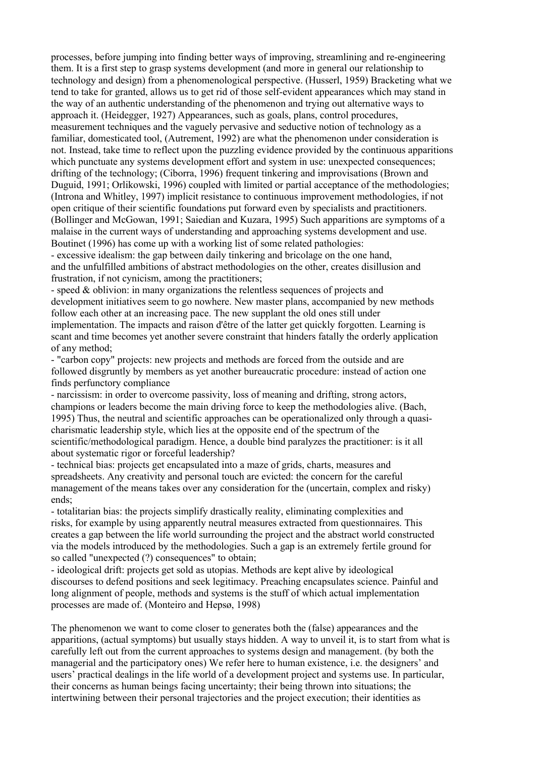processes, before jumping into finding better ways of improving, streamlining and re-engineering them. It is a first step to grasp systems development (and more in general our relationship to technology and design) from a phenomenological perspective. (Husserl, 1959) Bracketing what we tend to take for granted, allows us to get rid of those self-evident appearances which may stand in the way of an authentic understanding of the phenomenon and trying out alternative ways to approach it. (Heidegger, 1927) Appearances, such as goals, plans, control procedures, measurement techniques and the vaguely pervasive and seductive notion of technology as a familiar, domesticated tool, (Autrement, 1992) are what the phenomenon under consideration is not. Instead, take time to reflect upon the puzzling evidence provided by the continuous apparitions which punctuate any systems development effort and system in use: unexpected consequences; drifting of the technology; (Ciborra, 1996) frequent tinkering and improvisations (Brown and Duguid, 1991; Orlikowski, 1996) coupled with limited or partial acceptance of the methodologies; (Introna and Whitley, 1997) implicit resistance to continuous improvement methodologies, if not open critique of their scientific foundations put forward even by specialists and practitioners. (Bollinger and McGowan, 1991; Saiedian and Kuzara, 1995) Such apparitions are symptoms of a malaise in the current ways of understanding and approaching systems development and use. Boutinet (1996) has come up with a working list of some related pathologies:

- excessive idealism: the gap between daily tinkering and bricolage on the one hand, and the unfulfilled ambitions of abstract methodologies on the other, creates disillusion and frustration, if not cynicism, among the practitioners;
- speed & oblivion: in many organizations the relentless sequences of projects and development initiatives seem to go nowhere. New master plans, accompanied by new methods follow each other at an increasing pace. The new supplant the old ones still under implementation. The impacts and raison d'être of the latter get quickly forgotten. Learning is scant and time becomes yet another severe constraint that hinders fatally the orderly application of any method;
- "carbon copy" projects: new projects and methods are forced from the outside and are followed disgruntly by members as yet another bureaucratic procedure: instead of action one finds perfunctory compliance
- narcissism: in order to overcome passivity, loss of meaning and drifting, strong actors, champions or leaders become the main driving force to keep the methodologies alive. (Bach, 1995) Thus, the neutral and scientific approaches can be operationalized only through a quasi-charismatic leadership style, which lies at the opposite end of the spectrum of the scientific/methodological paradigm. Hence, a double bind paralyzes the practitioner: is it all about systematic rigor or forceful leadership?
- technical bias: projects get encapsulated into a maze of grids, charts, measures and spreadsheets. Any creativity and personal touch are evicted: the concern for the careful management of the means takes over any consideration for the (uncertain, complex and risky) ends;
- totalitarian bias: the projects simplify drastically reality, eliminating complexities and risks, for example by using apparently neutral measures extracted from questionnaires. This creates a gap between the life world surrounding the project and the abstract world constructed via the models introduced by the methodologies. Such a gap is an extremely fertile ground for so called "unexpected (?) consequences" to obtain;
- ideological drift: projects get sold as utopias. Methods are kept alive by ideological discourses to defend positions and seek legitimacy. Preaching encapsulates science. Painful and long alignment of people, methods and systems is the stuff of which actual implementation processes are made of. (Monteiro and Hepsø, 1998)

The phenomenon we want to come closer to generates both the (false) appearances and the apparitions, (actual symptoms) but usually stays hidden. A way to unveil it, is to start from what is carefully left out from the current approaches to systems design and management. (by both the managerial and the participatory ones) We refer here to human existence, i.e. the designers' and users' practical dealings in the life world of a development project and systems use. In particular, their concerns as human beings facing uncertainty; their being thrown into situations; the intertwining between their personal trajectories and the project execution; their identities as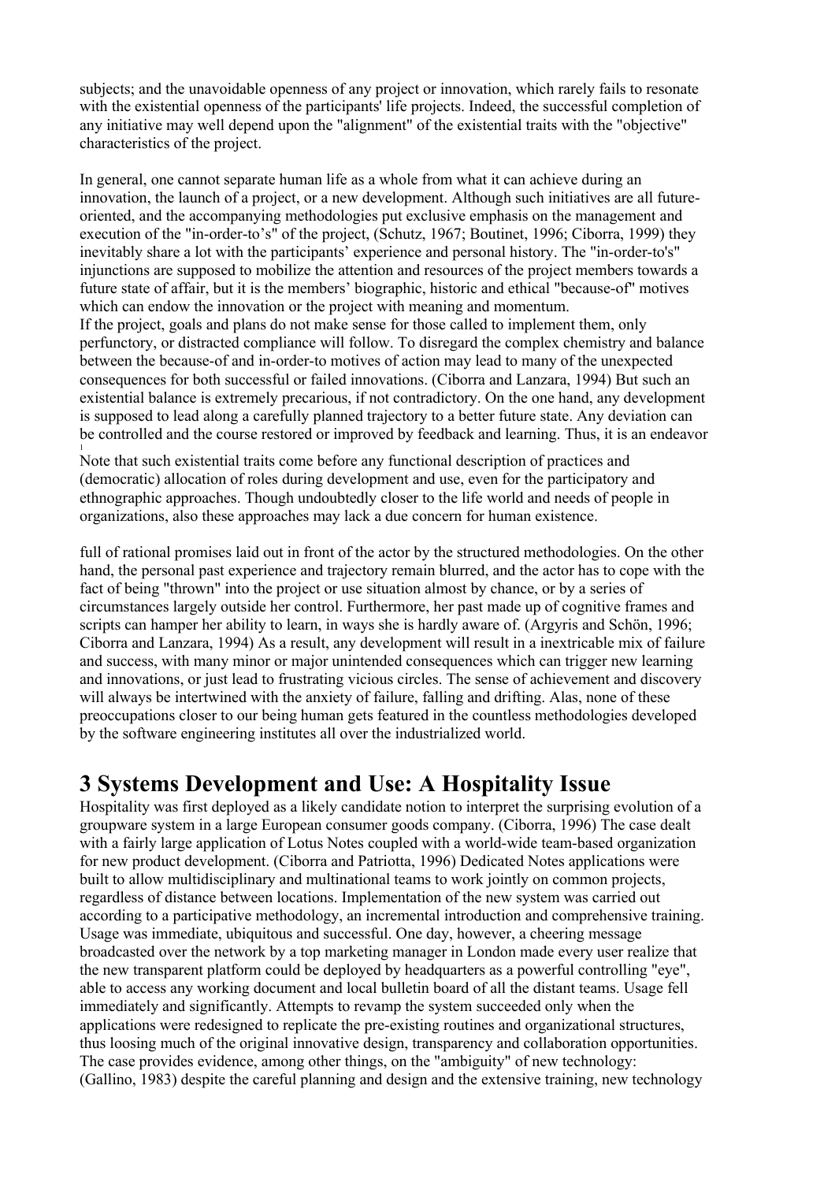subjects; and the unavoidable openness of any project or innovation, which rarely fails to resonate with the existential openness of the participants' life projects. Indeed, the successful completion of any initiative may well depend upon the "alignment" of the existential traits with the "objective" characteristics of the project.

In general, one cannot separate human life as a whole from what it can achieve during an innovation, the launch of a project, or a new development. Although such initiatives are all future-oriented, and the accompanying methodologies put exclusive emphasis on the management and execution of the "in-order-to's" of the project, (Schutz, 1967; Boutinet, 1996; Ciborra, 1999) they inevitably share a lot with the participants' experience and personal history. The "in-order-to's" injunctions are supposed to mobilize the attention and resources of the project members towards a future state of affair, but it is the members' biographic, historic and ethical "because-of" motives which can endow the innovation or the project with meaning and momentum.

If the project, goals and plans do not make sense for those called to implement them, only perfunctory, or distracted compliance will follow. To disregard the complex chemistry and balance between the because-of and in-order-to motives of action may lead to many of the unexpected consequences for both successful or failed innovations. (Ciborra and Lanzara, 1994) But such an existential balance is extremely precarious, if not contradictory. On the one hand, any development is supposed to lead along a carefully planned trajectory to a better future state. Any deviation can be controlled and the course restored or improved by feedback and learning. Thus, it is an endeavor full of rational promises laid out in front of the actor by the structured methodologies. On the other hand, the personal past experience and trajectory remain blurred, and the actor has to cope with the fact of being "thrown" into the project or use situation almost by chance, or by a series of circumstances largely outside her control. Furthermore, her past made up of cognitive frames and scripts can hamper her ability to learn, in ways she is hardly aware of. (Argyris and Schön, 1996; Ciborra and Lanzara, 1994) As a result, any development will result in a inextricable mix of failure and success, with many minor or major unintended consequences which can trigger new learning and innovations, or just lead to frustrating vicious circles. The sense of achievement and discovery will always be intertwined with the anxiety of failure, falling and drifting. Alas, none of these preoccupations closer to our being human gets featured in the countless methodologies developed by the software engineering institutes all over the industrialized world.

[1] Note that such existential traits come before any functional description of practices and (democratic) allocation of roles during development and use, even for the participatory and ethnographic approaches. Though undoubtedly closer to the life world and needs of people in organizations, also these approaches may lack a due concern for human existence.

# 3 Systems Development and Use: A Hospitality Issue

Hospitality was first deployed as a likely candidate notion to interpret the surprising evolution of a groupware system in a large European consumer goods company. (Ciborra, 1996) The case dealt with a fairly large application of Lotus Notes coupled with a world-wide team-based organization for new product development. (Ciborra and Patriotta, 1996) Dedicated Notes applications were built to allow multidisciplinary and multinational teams to work jointly on common projects, regardless of distance between locations. Implementation of the new system was carried out according to a participative methodology, an incremental introduction and comprehensive training. Usage was immediate, ubiquitous and successful. One day, however, a cheering message broadcasted over the network by a top marketing manager in London made every user realize that the new transparent platform could be deployed by headquarters as a powerful controlling "eye", able to access any working document and local bulletin board of all the distant teams. Usage fell immediately and significantly. Attempts to revamp the system succeeded only when the applications were redesigned to replicate the pre-existing routines and organizational structures, thus loosing much of the original innovative design, transparency and collaboration opportunities. The case provides evidence, among other things, on the "ambiguity" of new technology: (Gallino, 1983) despite the careful planning and design and the extensive training, new technology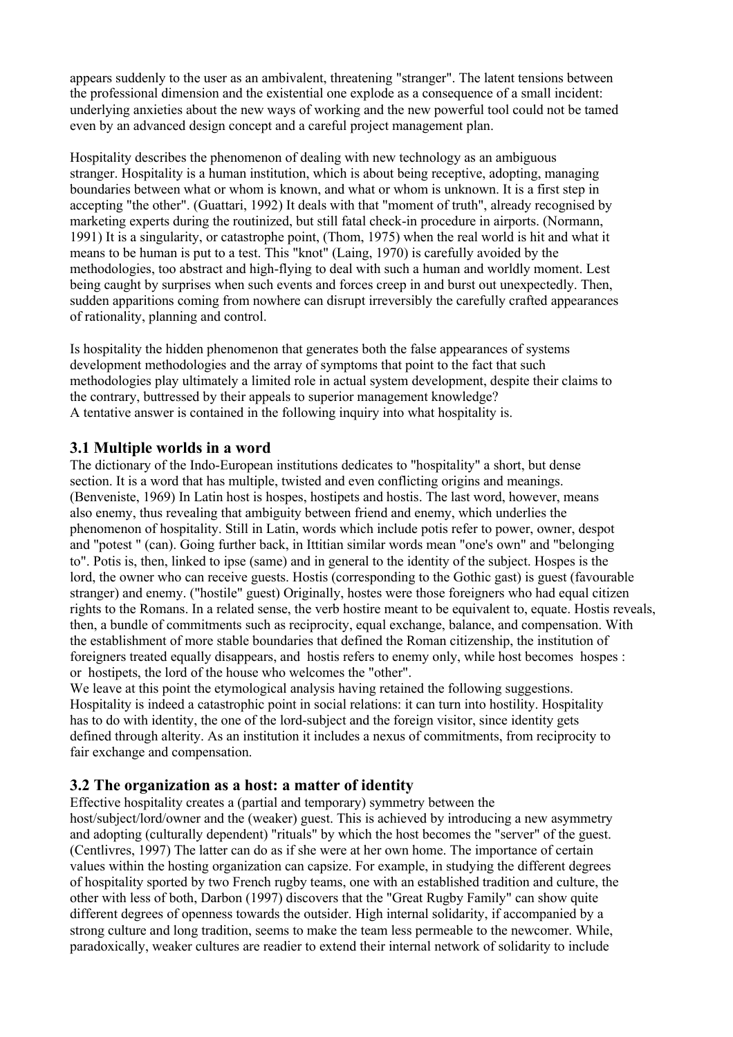appears suddenly to the user as an ambivalent, threatening "stranger". The latent tensions between the professional dimension and the existential one explode as a consequence of a small incident: underlying anxieties about the new ways of working and the new powerful tool could not be tamed even by an advanced design concept and a careful project management plan.

Hospitality describes the phenomenon of dealing with new technology as an ambiguous stranger. Hospitality is a human institution, which is about being receptive, adopting, managing boundaries between what or whom is known, and what or whom is unknown. It is a first step in accepting "the other". (Guattari, 1992) It deals with that "moment of truth", already recognised by marketing experts during the routinized, but still fatal check-in procedure in airports. (Normann, 1991) It is a singularity, or catastrophe point, (Thom, 1975) when the real world is hit and what it means to be human is put to a test. This "knot" (Laing, 1970) is carefully avoided by the methodologies, too abstract and high-flying to deal with such a human and worldly moment. Lest being caught by surprises when such events and forces creep in and burst out unexpectedly. Then, sudden apparitions coming from nowhere can disrupt irreversibly the carefully crafted appearances of rationality, planning and control.

Is hospitality the hidden phenomenon that generates both the false appearances of systems development methodologies and the array of symptoms that point to the fact that such methodologies play ultimately a limited role in actual system development, despite their claims to the contrary, buttressed by their appeals to superior management knowledge?
A tentative answer is contained in the following inquiry into what hospitality is.

### 3.1 Multiple worlds in a word

The dictionary of the Indo-European institutions dedicates to "hospitality" a short, but dense section. It is a word that has multiple, twisted and even conflicting origins and meanings. (Benveniste, 1969) In Latin host is hospes, hostipets and hostis. The last word, however, means also enemy, thus revealing that ambiguity between friend and enemy, which underlies the phenomenon of hospitality. Still in Latin, words which include potis refer to power, owner, despot and "potest " (can). Going further back, in Ittitian similar words mean "one's own" and "belonging to". Potis is, then, linked to ipse (same) and in general to the identity of the subject. Hospes is the lord, the owner who can receive guests. Hostis (corresponding to the Gothic gast) is guest (favourable stranger) and enemy. ("hostile" guest) Originally, hostes were those foreigners who had equal citizen rights to the Romans. In a related sense, the verb hostire meant to be equivalent to, equate. Hostis reveals, then, a bundle of commitments such as reciprocity, equal exchange, balance, and compensation. With the establishment of more stable boundaries that defined the Roman citizenship, the institution of foreigners treated equally disappears, and hostis refers to enemy only, while host becomes hospes : or hostipets, the lord of the house who welcomes the "other".
We leave at this point the etymological analysis having retained the following suggestions. Hospitality is indeed a catastrophic point in social relations: it can turn into hostility. Hospitality has to do with identity, the one of the lord-subject and the foreign visitor, since identity gets defined through alterity. As an institution it includes a nexus of commitments, from reciprocity to fair exchange and compensation.

### 3.2 The organization as a host: a matter of identity

Effective hospitality creates a (partial and temporary) symmetry between the host/subject/lord/owner and the (weaker) guest. This is achieved by introducing a new asymmetry and adopting (culturally dependent) "rituals" by which the host becomes the "server" of the guest. (Centlivres, 1997) The latter can do as if she were at her own home. The importance of certain values within the hosting organization can capsize. For example, in studying the different degrees of hospitality sported by two French rugby teams, one with an established tradition and culture, the other with less of both, Darbon (1997) discovers that the "Great Rugby Family" can show quite different degrees of openness towards the outsider. High internal solidarity, if accompanied by a strong culture and long tradition, seems to make the team less permeable to the newcomer. While, paradoxically, weaker cultures are readier to extend their internal network of solidarity to include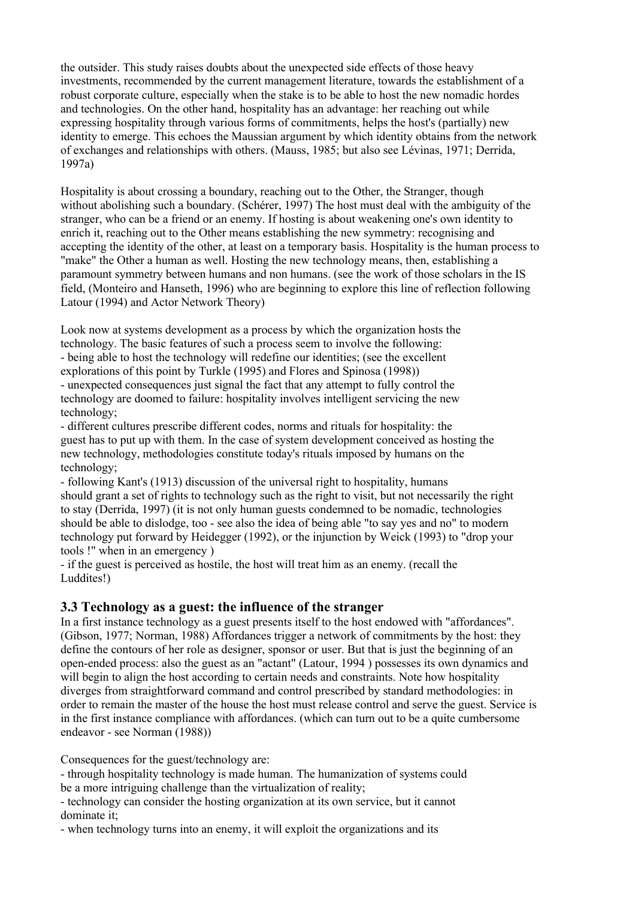the outsider. This study raises doubts about the unexpected side effects of those heavy investments, recommended by the current management literature, towards the establishment of a robust corporate culture, especially when the stake is to be able to host the new nomadic hordes and technologies. On the other hand, hospitality has an advantage: her reaching out while expressing hospitality through various forms of commitments, helps the host's (partially) new identity to emerge. This echoes the Maussian argument by which identity obtains from the network of exchanges and relationships with others. (Mauss, 1985; but also see Lévinas, 1971; Derrida, 1997a)

Hospitality is about crossing a boundary, reaching out to the Other, the Stranger, though without abolishing such a boundary. (Schérer, 1997) The host must deal with the ambiguity of the stranger, who can be a friend or an enemy. If hosting is about weakening one's own identity to enrich it, reaching out to the Other means establishing the new symmetry: recognising and accepting the identity of the other, at least on a temporary basis. Hospitality is the human process to "make" the Other a human as well. Hosting the new technology means, then, establishing a paramount symmetry between humans and non humans. (see the work of those scholars in the IS field, (Monteiro and Hanseth, 1996) who are beginning to explore this line of reflection following Latour (1994) and Actor Network Theory)

Look now at systems development as a process by which the organization hosts the technology. The basic features of such a process seem to involve the following:
- being able to host the technology will redefine our identities; (see the excellent explorations of this point by Turkle (1995) and Flores and Spinosa (1998))
- unexpected consequences just signal the fact that any attempt to fully control the technology are doomed to failure: hospitality involves intelligent servicing the new technology;
- different cultures prescribe different codes, norms and rituals for hospitality: the guest has to put up with them. In the case of system development conceived as hosting the new technology, methodologies constitute today's rituals imposed by humans on the technology;
- following Kant's (1913) discussion of the universal right to hospitality, humans should grant a set of rights to technology such as the right to visit, but not necessarily the right to stay (Derrida, 1997) (it is not only human guests condemned to be nomadic, technologies should be able to dislodge, too - see also the idea of being able "to say yes and no" to modern technology put forward by Heidegger (1992), or the injunction by Weick (1993) to "drop your tools !" when in an emergency )
- if the guest is perceived as hostile, the host will treat him as an enemy. (recall the Luddites!)

### 3.3 Technology as a guest: the influence of the stranger

In a first instance technology as a guest presents itself to the host endowed with "affordances". (Gibson, 1977; Norman, 1988) Affordances trigger a network of commitments by the host: they define the contours of her role as designer, sponsor or user. But that is just the beginning of an open-ended process: also the guest as an "actant" (Latour, 1994 ) possesses its own dynamics and will begin to align the host according to certain needs and constraints. Note how hospitality diverges from straightforward command and control prescribed by standard methodologies: in order to remain the master of the house the host must release control and serve the guest. Service is in the first instance compliance with affordances. (which can turn out to be a quite cumbersome endeavor - see Norman (1988))

Consequences for the guest/technology are:
- through hospitality technology is made human. The humanization of systems could be a more intriguing challenge than the virtualization of reality;
- technology can consider the hosting organization at its own service, but it cannot dominate it;
- when technology turns into an enemy, it will exploit the organizations and its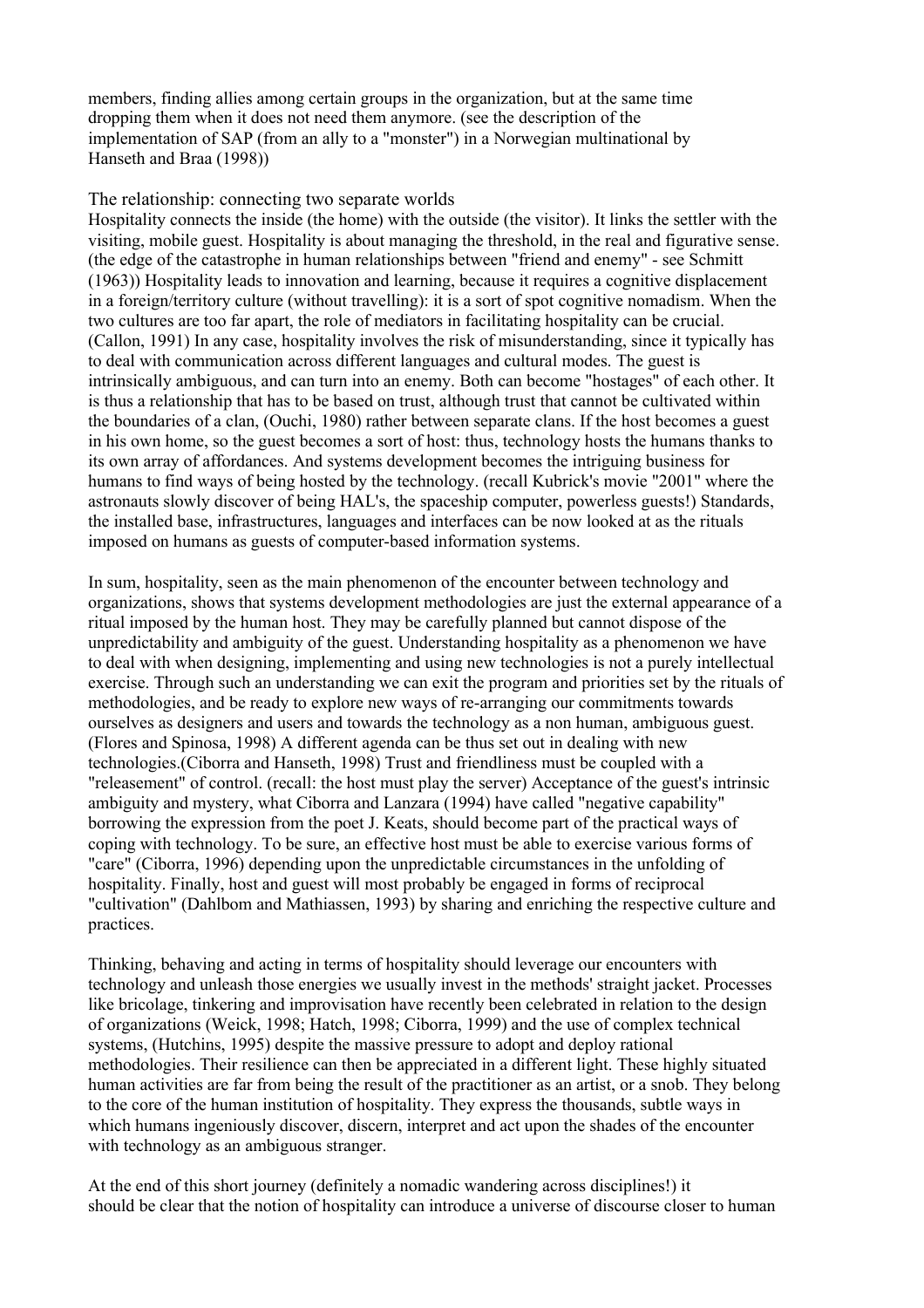members, finding allies among certain groups in the organization, but at the same time dropping them when it does not need them anymore. (see the description of the implementation of SAP (from an ally to a "monster") in a Norwegian multinational by Hanseth and Braa (1998))

## The relationship: connecting two separate worlds

Hospitality connects the inside (the home) with the outside (the visitor). It links the settler with the visiting, mobile guest. Hospitality is about managing the threshold, in the real and figurative sense. (the edge of the catastrophe in human relationships between "friend and enemy" - see Schmitt (1963)) Hospitality leads to innovation and learning, because it requires a cognitive displacement in a foreign/territory culture (without travelling): it is a sort of spot cognitive nomadism. When the two cultures are too far apart, the role of mediators in facilitating hospitality can be crucial. (Callon, 1991) In any case, hospitality involves the risk of misunderstanding, since it typically has to deal with communication across different languages and cultural modes. The guest is intrinsically ambiguous, and can turn into an enemy. Both can become "hostages" of each other. It is thus a relationship that has to be based on trust, although trust that cannot be cultivated within the boundaries of a clan, (Ouchi, 1980) rather between separate clans. If the host becomes a guest in his own home, so the guest becomes a sort of host: thus, technology hosts the humans thanks to its own array of affordances. And systems development becomes the intriguing business for humans to find ways of being hosted by the technology. (recall Kubrick's movie "2001" where the astronauts slowly discover of being HAL's, the spaceship computer, powerless guests!) Standards, the installed base, infrastructures, languages and interfaces can be now looked at as the rituals imposed on humans as guests of computer-based information systems.

In sum, hospitality, seen as the main phenomenon of the encounter between technology and organizations, shows that systems development methodologies are just the external appearance of a ritual imposed by the human host. They may be carefully planned but cannot dispose of the unpredictability and ambiguity of the guest. Understanding hospitality as a phenomenon we have to deal with when designing, implementing and using new technologies is not a purely intellectual exercise. Through such an understanding we can exit the program and priorities set by the rituals of methodologies, and be ready to explore new ways of re-arranging our commitments towards ourselves as designers and users and towards the technology as a non human, ambiguous guest. (Flores and Spinosa, 1998) A different agenda can be thus set out in dealing with new technologies.(Ciborra and Hanseth, 1998) Trust and friendliness must be coupled with a "releasement" of control. (recall: the host must play the server) Acceptance of the guest's intrinsic ambiguity and mystery, what Ciborra and Lanzara (1994) have called "negative capability" borrowing the expression from the poet J. Keats, should become part of the practical ways of coping with technology. To be sure, an effective host must be able to exercise various forms of "care" (Ciborra, 1996) depending upon the unpredictable circumstances in the unfolding of hospitality. Finally, host and guest will most probably be engaged in forms of reciprocal "cultivation" (Dahlbom and Mathiassen, 1993) by sharing and enriching the respective culture and practices.

Thinking, behaving and acting in terms of hospitality should leverage our encounters with technology and unleash those energies we usually invest in the methods' straight jacket. Processes like bricolage, tinkering and improvisation have recently been celebrated in relation to the design of organizations (Weick, 1998; Hatch, 1998; Ciborra, 1999) and the use of complex technical systems, (Hutchins, 1995) despite the massive pressure to adopt and deploy rational methodologies. Their resilience can then be appreciated in a different light. These highly situated human activities are far from being the result of the practitioner as an artist, or a snob. They belong to the core of the human institution of hospitality. They express the thousands, subtle ways in which humans ingeniously discover, discern, interpret and act upon the shades of the encounter with technology as an ambiguous stranger.

At the end of this short journey (definitely a nomadic wandering across disciplines!) it should be clear that the notion of hospitality can introduce a universe of discourse closer to human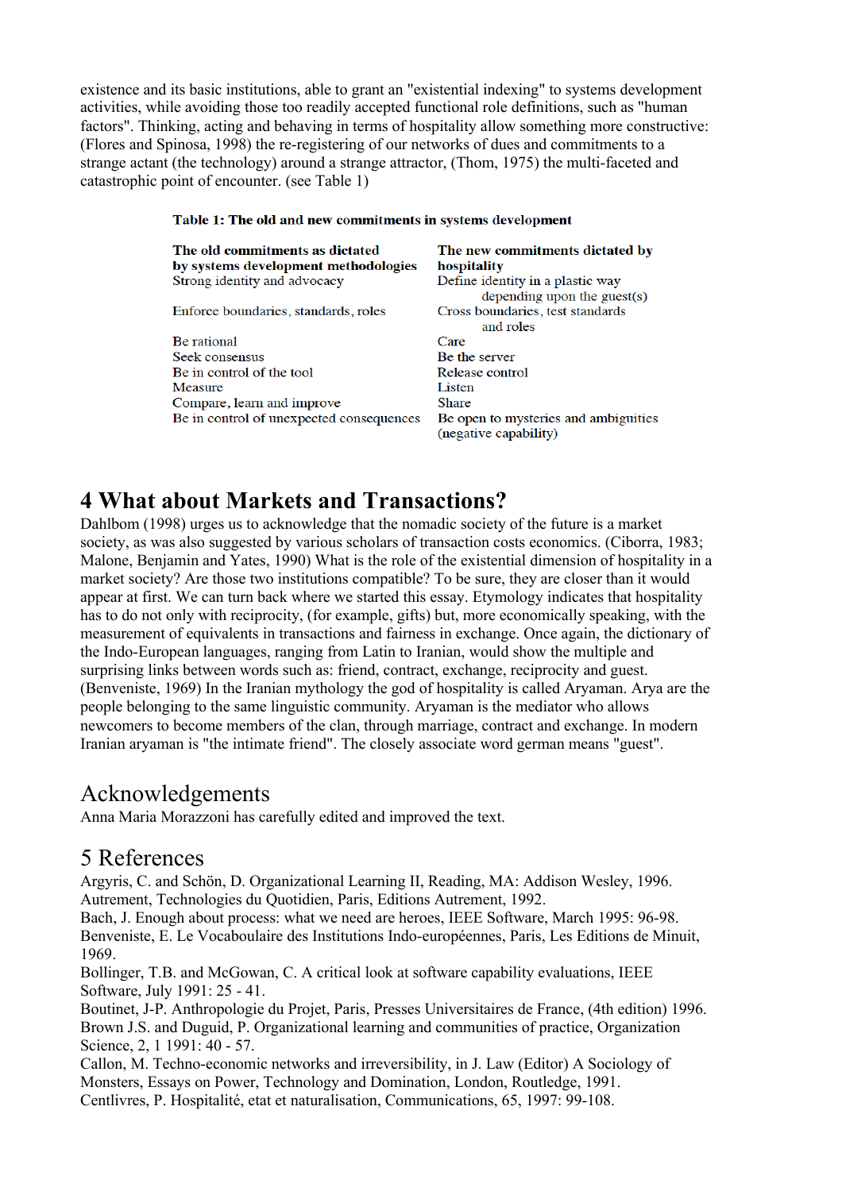existence and its basic institutions, able to grant an "existential indexing" to systems development activities, while avoiding those too readily accepted functional role definitions, such as "human factors". Thinking, acting and behaving in terms of hospitality allow something more constructive: (Flores and Spinosa, 1998) the re-registering of our networks of dues and commitments to a strange actant (the technology) around a strange attractor, (Thom, 1975) the multi-faceted and catastrophic point of encounter. (see Table 1)

**Table 1: The old and new commitments in systems development**

| **The old commitments as dictated by systems development methodologies** | **The new commitments dictated by hospitality** |
|---|---|
| Strong identity and advocacy | Define identity in a plastic way depending upon the guest(s) |
| Enforce boundaries, standards, roles | Cross boundaries, test standards and roles |
| Be rational | Care |
| Seek consensus | Be the server |
| Be in control of the tool | Release control |
| Measure | Listen |
| Compare, learn and improve | Share |
| Be in control of unexpected consequences | Be open to mysteries and ambiguities (negative capability) |

# 4 What about Markets and Transactions?

Dahlbom (1998) urges us to acknowledge that the nomadic society of the future is a market society, as was also suggested by various scholars of transaction costs economics. (Ciborra, 1983; Malone, Benjamin and Yates, 1990) What is the role of the existential dimension of hospitality in a market society? Are those two institutions compatible? To be sure, they are closer than it would appear at first. We can turn back where we started this essay. Etymology indicates that hospitality has to do not only with reciprocity, (for example, gifts) but, more economically speaking, with the measurement of equivalents in transactions and fairness in exchange. Once again, the dictionary of the Indo-European languages, ranging from Latin to Iranian, would show the multiple and surprising links between words such as: friend, contract, exchange, reciprocity and guest. (Benveniste, 1969) In the Iranian mythology the god of hospitality is called Aryaman. Arya are the people belonging to the same linguistic community. Aryaman is the mediator who allows newcomers to become members of the clan, through marriage, contract and exchange. In modern Iranian aryaman is "the intimate friend". The closely associate word german means "guest".

# Acknowledgements

Anna Maria Morazzoni has carefully edited and improved the text.

# 5 References

Argyris, C. and Schön, D. Organizational Learning II, Reading, MA: Addison Wesley, 1996.
Autrement, Technologies du Quotidien, Paris, Editions Autrement, 1992.
Bach, J. Enough about process: what we need are heroes, IEEE Software, March 1995: 96-98.
Benveniste, E. Le Vocaboulaire des Institutions Indo-européennes, Paris, Les Editions de Minuit, 1969.
Bollinger, T.B. and McGowan, C. A critical look at software capability evaluations, IEEE Software, July 1991: 25 - 41.
Boutinet, J-P. Anthropologie du Projet, Paris, Presses Universitaires de France, (4th edition) 1996.
Brown J.S. and Duguid, P. Organizational learning and communities of practice, Organization Science, 2, 1 1991: 40 - 57.
Callon, M. Techno-economic networks and irreversibility, in J. Law (Editor) A Sociology of Monsters, Essays on Power, Technology and Domination, London, Routledge, 1991.
Centlivres, P. Hospitalité, etat et naturalisation, Communications, 65, 1997: 99-108.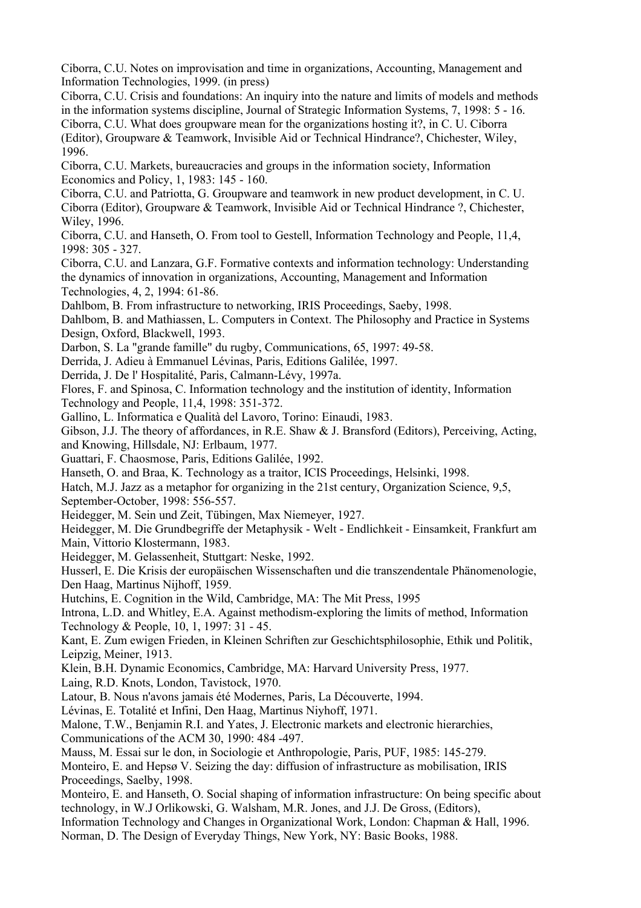Ciborra, C.U. Notes on improvisation and time in organizations, Accounting, Management and Information Technologies, 1999. (in press)

Ciborra, C.U. Crisis and foundations: An inquiry into the nature and limits of models and methods in the information systems discipline, Journal of Strategic Information Systems, 7, 1998: 5 - 16.

Ciborra, C.U. What does groupware mean for the organizations hosting it?, in C. U. Ciborra (Editor), Groupware & Teamwork, Invisible Aid or Technical Hindrance?, Chichester, Wiley, 1996.

Ciborra, C.U. Markets, bureaucracies and groups in the information society, Information Economics and Policy, 1, 1983: 145 - 160.

Ciborra, C.U. and Patriotta, G. Groupware and teamwork in new product development, in C. U. Ciborra (Editor), Groupware & Teamwork, Invisible Aid or Technical Hindrance ?, Chichester, Wiley, 1996.

Ciborra, C.U. and Hanseth, O. From tool to Gestell, Information Technology and People, 11,4, 1998: 305 - 327.

Ciborra, C.U. and Lanzara, G.F. Formative contexts and information technology: Understanding the dynamics of innovation in organizations, Accounting, Management and Information Technologies, 4, 2, 1994: 61-86.

Dahlbom, B. From infrastructure to networking, IRIS Proceedings, Saeby, 1998.

Dahlbom, B. and Mathiassen, L. Computers in Context. The Philosophy and Practice in Systems Design, Oxford, Blackwell, 1993.

Darbon, S. La "grande famille" du rugby, Communications, 65, 1997: 49-58.

Derrida, J. Adieu à Emmanuel Lévinas, Paris, Editions Galilée, 1997.

Derrida, J. De l' Hospitalité, Paris, Calmann-Lévy, 1997a.

Flores, F. and Spinosa, C. Information technology and the institution of identity, Information Technology and People, 11,4, 1998: 351-372.

Gallino, L. Informatica e Qualità del Lavoro, Torino: Einaudi, 1983.

Gibson, J.J. The theory of affordances, in R.E. Shaw & J. Bransford (Editors), Perceiving, Acting, and Knowing, Hillsdale, NJ: Erlbaum, 1977.

Guattari, F. Chaosmose, Paris, Editions Galilée, 1992.

Hanseth, O. and Braa, K. Technology as a traitor, ICIS Proceedings, Helsinki, 1998.

Hatch, M.J. Jazz as a metaphor for organizing in the 21st century, Organization Science, 9,5, September-October, 1998: 556-557.

Heidegger, M. Sein und Zeit, Tübingen, Max Niemeyer, 1927.

Heidegger, M. Die Grundbegriffe der Metaphysik - Welt - Endlichkeit - Einsamkeit, Frankfurt am Main, Vittorio Klostermann, 1983.

Heidegger, M. Gelassenheit, Stuttgart: Neske, 1992.

Husserl, E. Die Krisis der europäischen Wissenschaften und die transzendentale Phänomenologie, Den Haag, Martinus Nijhoff, 1959.

Hutchins, E. Cognition in the Wild, Cambridge, MA: The Mit Press, 1995

Introna, L.D. and Whitley, E.A. Against methodism-exploring the limits of method, Information Technology & People, 10, 1, 1997: 31 - 45.

Kant, E. Zum ewigen Frieden, in Kleinen Schriften zur Geschichtsphilosophie, Ethik und Politik, Leipzig, Meiner, 1913.

Klein, B.H. Dynamic Economics, Cambridge, MA: Harvard University Press, 1977.

Laing, R.D. Knots, London, Tavistock, 1970.

Latour, B. Nous n'avons jamais été Modernes, Paris, La Découverte, 1994.

Lévinas, E. Totalité et Infini, Den Haag, Martinus Niyhoff, 1971.

Malone, T.W., Benjamin R.I. and Yates, J. Electronic markets and electronic hierarchies, Communications of the ACM 30, 1990: 484 -497.

Mauss, M. Essai sur le don, in Sociologie et Anthropologie, Paris, PUF, 1985: 145-279.

Monteiro, E. and Hepsø V. Seizing the day: diffusion of infrastructure as mobilisation, IRIS Proceedings, Saelby, 1998.

Monteiro, E. and Hanseth, O. Social shaping of information infrastructure: On being specific about technology, in W.J Orlikowski, G. Walsham, M.R. Jones, and J.J. De Gross, (Editors), Information Technology and Changes in Organizational Work, London: Chapman & Hall, 1996.

Norman, D. The Design of Everyday Things, New York, NY: Basic Books, 1988.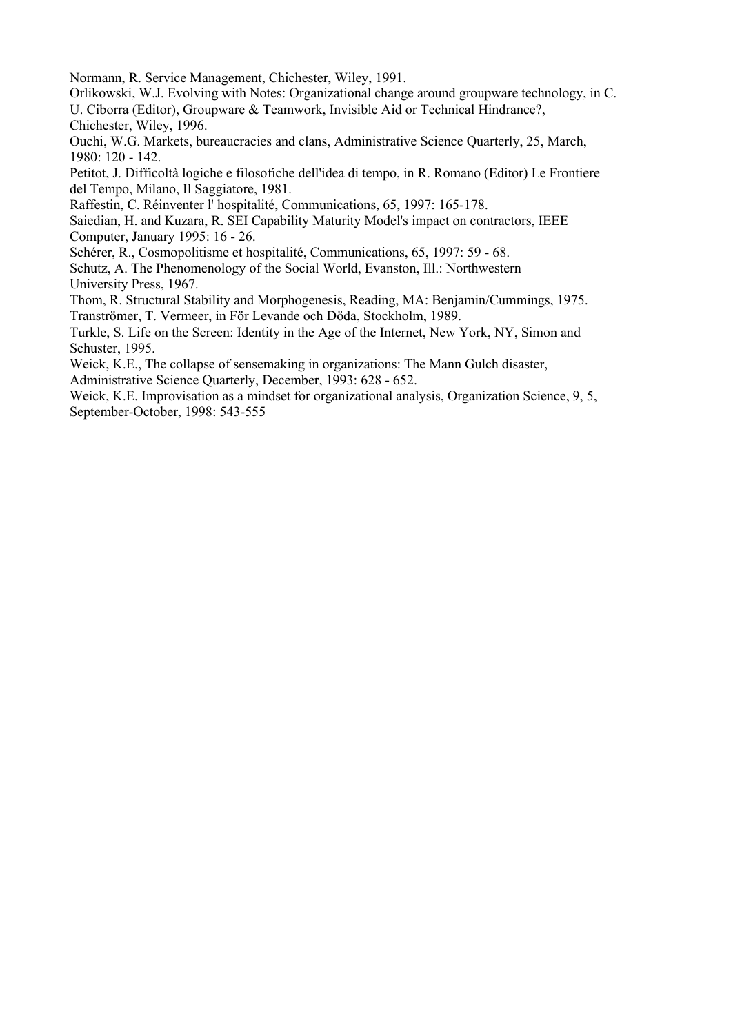Normann, R. Service Management, Chichester, Wiley, 1991.

Orlikowski, W.J. Evolving with Notes: Organizational change around groupware technology, in C. U. Ciborra (Editor), Groupware & Teamwork, Invisible Aid or Technical Hindrance?, Chichester, Wiley, 1996.

Ouchi, W.G. Markets, bureaucracies and clans, Administrative Science Quarterly, 25, March, 1980: 120 - 142.

Petitot, J. Difficoltà logiche e filosofiche dell'idea di tempo, in R. Romano (Editor) Le Frontiere del Tempo, Milano, Il Saggiatore, 1981.

Raffestin, C. Réinventer l' hospitalité, Communications, 65, 1997: 165-178.

Saiedian, H. and Kuzara, R. SEI Capability Maturity Model's impact on contractors, IEEE Computer, January 1995: 16 - 26.

Schérer, R., Cosmopolitisme et hospitalité, Communications, 65, 1997: 59 - 68.

Schutz, A. The Phenomenology of the Social World, Evanston, Ill.: Northwestern University Press, 1967.

Thom, R. Structural Stability and Morphogenesis, Reading, MA: Benjamin/Cummings, 1975.

Tranströmer, T. Vermeer, in För Levande och Döda, Stockholm, 1989.

Turkle, S. Life on the Screen: Identity in the Age of the Internet, New York, NY, Simon and Schuster, 1995.

Weick, K.E., The collapse of sensemaking in organizations: The Mann Gulch disaster, Administrative Science Quarterly, December, 1993: 628 - 652.

Weick, K.E. Improvisation as a mindset for organizational analysis, Organization Science, 9, 5, September-October, 1998: 543-555